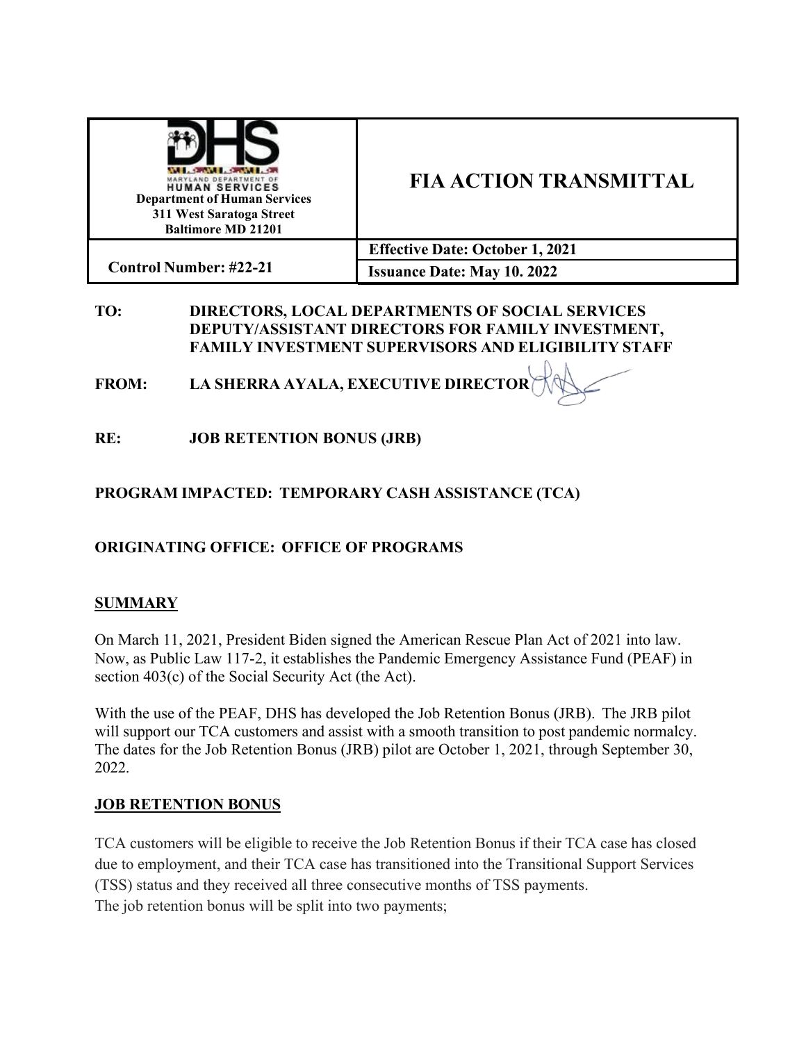| Maryland Department of Human Services<br>Department of Human Services<br>311 West Saratoga Street<br>Baltimore MD 21201 | FIA ACTION TRANSMITTAL |
| --- | --- |
| Control Number: #22-21 | Effective Date: October 1, 2021<br>Issuance Date: May 10. 2022 |

**TO:** **DIRECTORS, LOCAL DEPARTMENTS OF SOCIAL SERVICES DEPUTY/ASSISTANT DIRECTORS FOR FAMILY INVESTMENT, FAMILY INVESTMENT SUPERVISORS AND ELIGIBILITY STAFF**

**FROM:** **LA SHERRA AYALA, EXECUTIVE DIRECTOR**

**RE:** **JOB RETENTION BONUS (JRB)**

**PROGRAM IMPACTED: TEMPORARY CASH ASSISTANCE (TCA)**

**ORIGINATING OFFICE: OFFICE OF PROGRAMS**

## SUMMARY

On March 11, 2021, President Biden signed the American Rescue Plan Act of 2021 into law. Now, as Public Law 117-2, it establishes the Pandemic Emergency Assistance Fund (PEAF) in section 403(c) of the Social Security Act (the Act).

With the use of the PEAF, DHS has developed the Job Retention Bonus (JRB). The JRB pilot will support our TCA customers and assist with a smooth transition to post pandemic normalcy. The dates for the Job Retention Bonus (JRB) pilot are October 1, 2021, through September 30, 2022.

## JOB RETENTION BONUS

TCA customers will be eligible to receive the Job Retention Bonus if their TCA case has closed due to employment, and their TCA case has transitioned into the Transitional Support Services (TSS) status and they received all three consecutive months of TSS payments.
The job retention bonus will be split into two payments;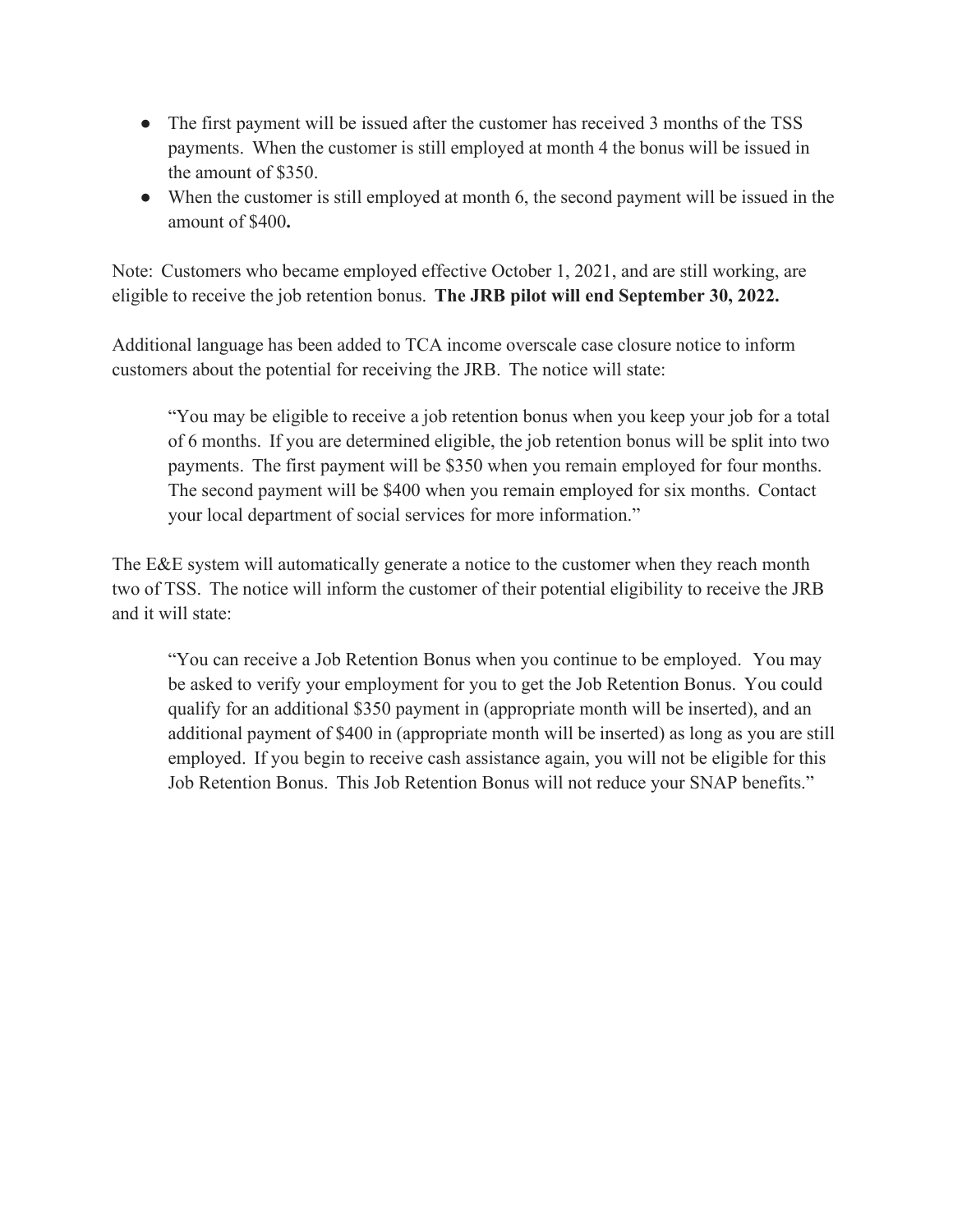- The first payment will be issued after the customer has received 3 months of the TSS payments. When the customer is still employed at month 4 the bonus will be issued in the amount of $350.
- When the customer is still employed at month 6, the second payment will be issued in the amount of $400**.**

Note: Customers who became employed effective October 1, 2021, and are still working, are eligible to receive the job retention bonus. **The JRB pilot will end September 30, 2022.**

Additional language has been added to TCA income overscale case closure notice to inform customers about the potential for receiving the JRB. The notice will state:

> "You may be eligible to receive a job retention bonus when you keep your job for a total of 6 months. If you are determined eligible, the job retention bonus will be split into two payments. The first payment will be $350 when you remain employed for four months. The second payment will be $400 when you remain employed for six months. Contact your local department of social services for more information."

The E&E system will automatically generate a notice to the customer when they reach month two of TSS. The notice will inform the customer of their potential eligibility to receive the JRB and it will state:

> "You can receive a Job Retention Bonus when you continue to be employed. You may be asked to verify your employment for you to get the Job Retention Bonus. You could qualify for an additional $350 payment in (appropriate month will be inserted), and an additional payment of $400 in (appropriate month will be inserted) as long as you are still employed. If you begin to receive cash assistance again, you will not be eligible for this Job Retention Bonus. This Job Retention Bonus will not reduce your SNAP benefits."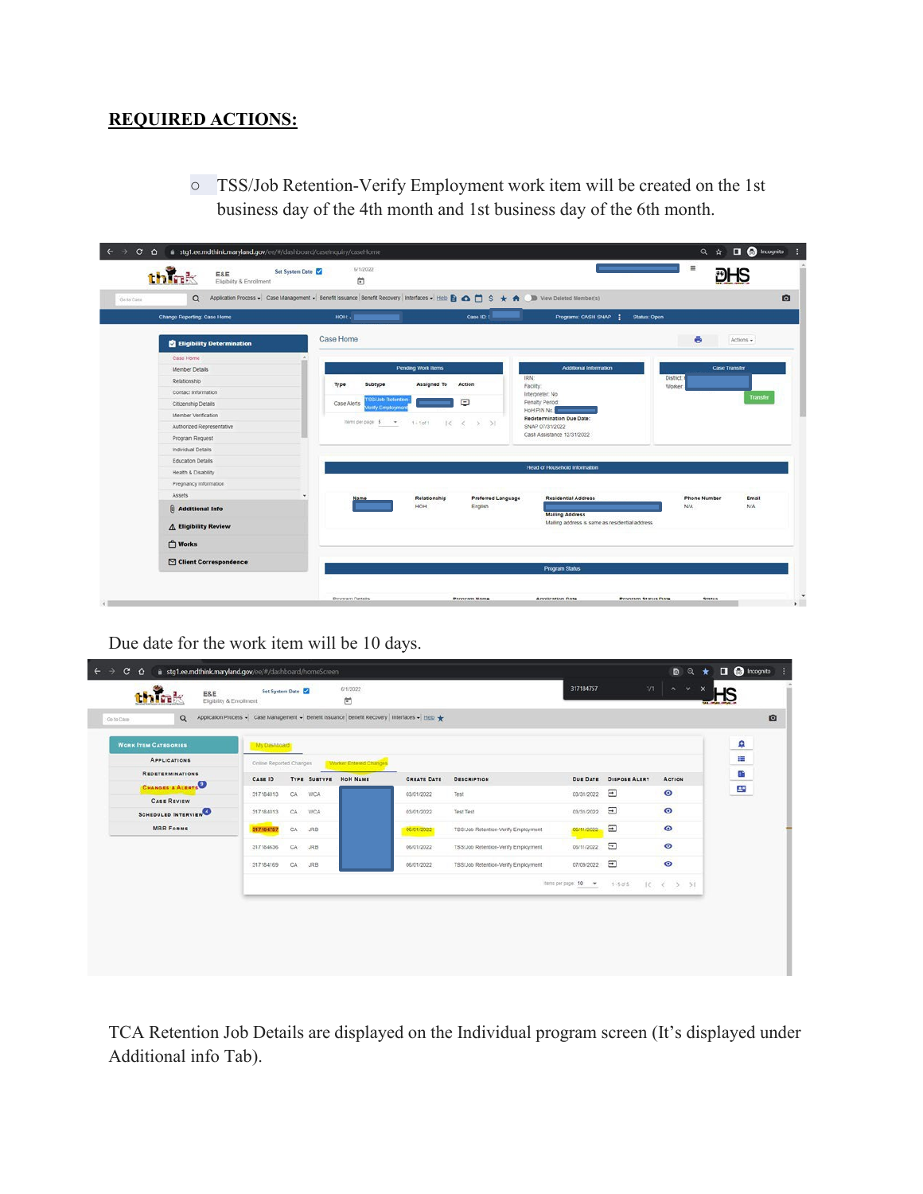## REQUIRED ACTIONS:

- TSS/Job Retention-Verify Employment work item will be created on the 1st business day of the 4th month and 1st business day of the 6th month.

Due date for the work item will be 10 days.

TCA Retention Job Details are displayed on the Individual program screen (It's displayed under Additional info Tab).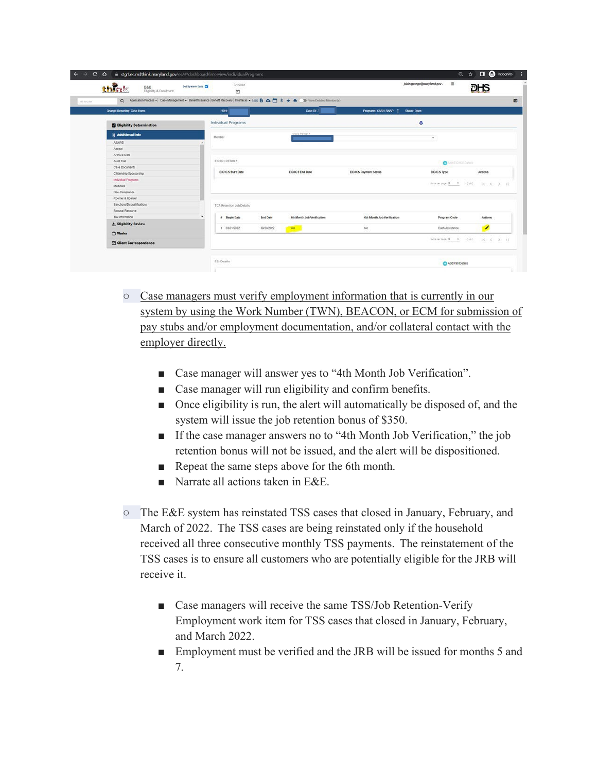- <u>Case managers must verify employment information that is currently in our system by using the Work Number (TWN), BEACON, or ECM for submission of pay stubs and/or employment documentation, and/or collateral contact with the employer directly.</u>
    - Case manager will answer yes to "4th Month Job Verification".
    - Case manager will run eligibility and confirm benefits.
    - Once eligibility is run, the alert will automatically be disposed of, and the system will issue the job retention bonus of $350.
    - If the case manager answers no to "4th Month Job Verification," the job retention bonus will not be issued, and the alert will be dispositioned.
    - Repeat the same steps above for the 6th month.
    - Narrate all actions taken in E&E.

- The E&E system has reinstated TSS cases that closed in January, February, and March of 2022. The TSS cases are being reinstated only if the household received all three consecutive monthly TSS payments. The reinstatement of the TSS cases is to ensure all customers who are potentially eligible for the JRB will receive it.
    - Case managers will receive the same TSS/Job Retention-Verify Employment work item for TSS cases that closed in January, February, and March 2022.
    - Employment must be verified and the JRB will be issued for months 5 and 7.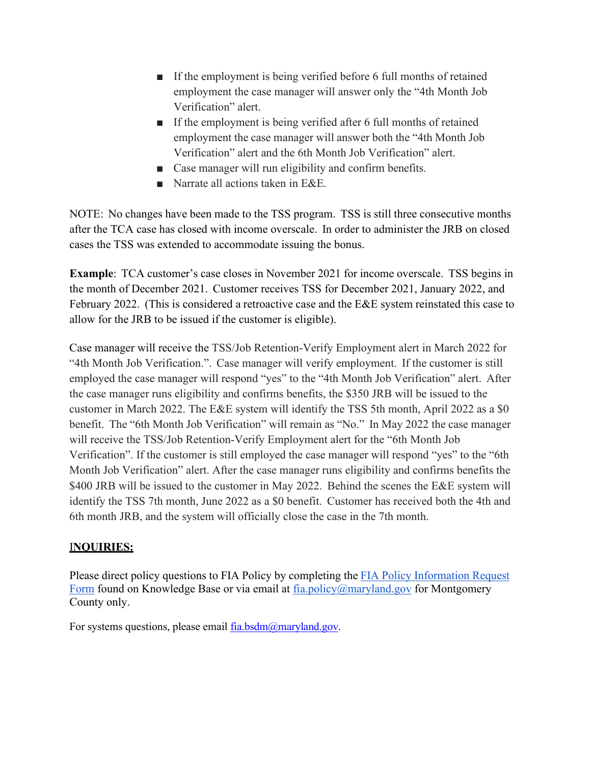- If the employment is being verified before 6 full months of retained employment the case manager will answer only the "4th Month Job Verification" alert.
- If the employment is being verified after 6 full months of retained employment the case manager will answer both the "4th Month Job Verification" alert and the 6th Month Job Verification" alert.
- Case manager will run eligibility and confirm benefits.
- Narrate all actions taken in E&E.

NOTE: No changes have been made to the TSS program. TSS is still three consecutive months after the TCA case has closed with income overscale. In order to administer the JRB on closed cases the TSS was extended to accommodate issuing the bonus.

**Example**: TCA customer's case closes in November 2021 for income overscale. TSS begins in the month of December 2021. Customer receives TSS for December 2021, January 2022, and February 2022. (This is considered a retroactive case and the E&E system reinstated this case to allow for the JRB to be issued if the customer is eligible).

Case manager will receive the TSS/Job Retention-Verify Employment alert in March 2022 for "4th Month Job Verification.". Case manager will verify employment. If the customer is still employed the case manager will respond "yes" to the "4th Month Job Verification" alert. After the case manager runs eligibility and confirms benefits, the $350 JRB will be issued to the customer in March 2022. The E&E system will identify the TSS 5th month, April 2022 as a $0 benefit. The "6th Month Job Verification" will remain as "No." In May 2022 the case manager will receive the TSS/Job Retention-Verify Employment alert for the "6th Month Job Verification". If the customer is still employed the case manager will respond "yes" to the "6th Month Job Verification" alert. After the case manager runs eligibility and confirms benefits the $400 JRB will be issued to the customer in May 2022. Behind the scenes the E&E system will identify the TSS 7th month, June 2022 as a $0 benefit. Customer has received both the 4th and 6th month JRB, and the system will officially close the case in the 7th month.

## INQUIRIES:

Please direct policy questions to FIA Policy by completing the FIA Policy Information Request Form found on Knowledge Base or via email at fia.policy@maryland.gov for Montgomery County only.

For systems questions, please email fia.bsdm@maryland.gov.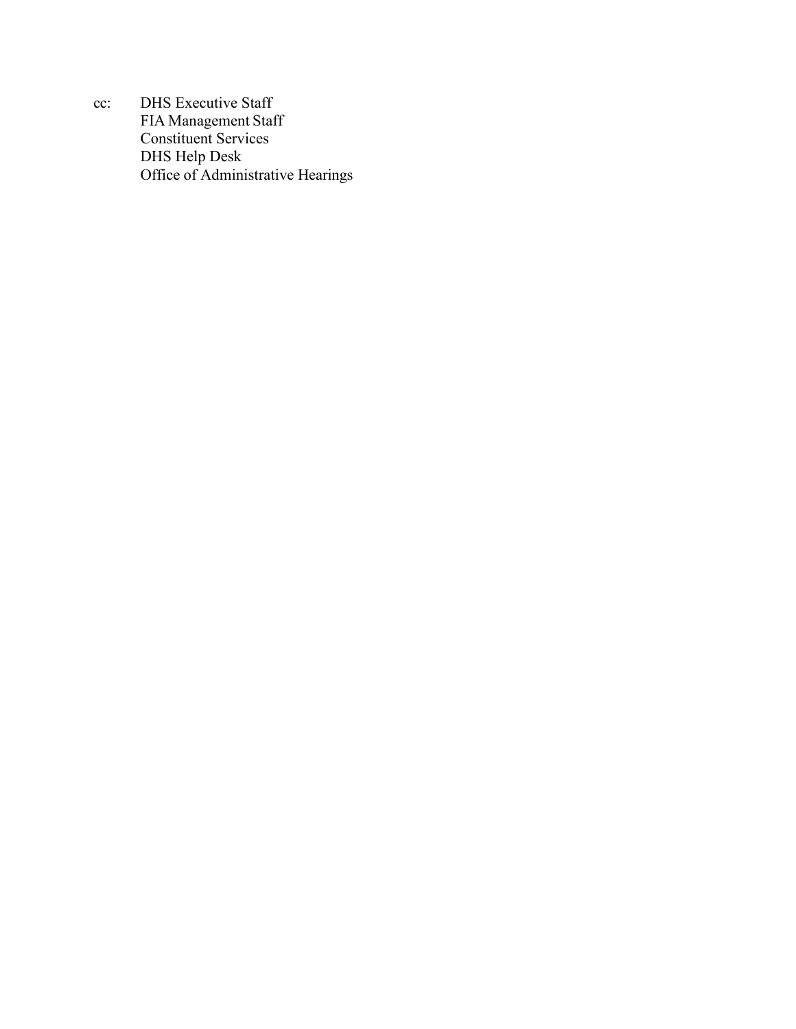cc: DHS Executive Staff
FIA Management Staff
Constituent Services
DHS Help Desk
Office of Administrative Hearings